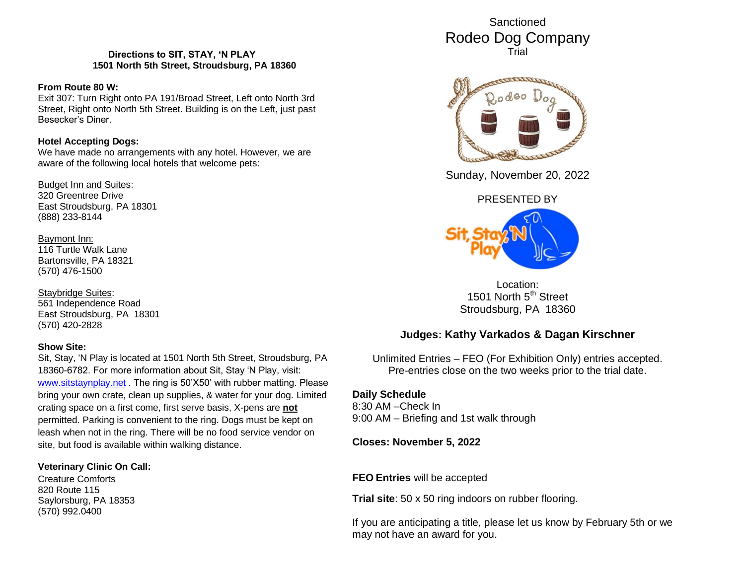**Directions to SIT, STAY, 'N PLAY**
**1501 North 5th Street, Stroudsburg, PA 18360**

**From Route 80 W:**
Exit 307: Turn Right onto PA 191/Broad Street, Left onto North 3rd Street, Right onto North 5th Street. Building is on the Left, just past Besecker's Diner.

**Hotel Accepting Dogs:**
We have made no arrangements with any hotel. However, we are aware of the following local hotels that welcome pets:

Budget Inn and Suites:
320 Greentree Drive
East Stroudsburg, PA 18301
(888) 233-8144

Baymont Inn:
116 Turtle Walk Lane
Bartonsville, PA 18321
(570) 476-1500

Staybridge Suites:
561 Independence Road
East Stroudsburg, PA 18301
(570) 420-2828

**Show Site:**
Sit, Stay, 'N Play is located at 1501 North 5th Street, Stroudsburg, PA 18360-6782. For more information about Sit, Stay 'N Play, visit: www.sitstaynplay.net . The ring is 50'X50' with rubber matting. Please bring your own crate, clean up supplies, & water for your dog. Limited crating space on a first come, first serve basis, X-pens are **not** permitted. Parking is convenient to the ring. Dogs must be kept on leash when not in the ring. There will be no food service vendor on site, but food is available within walking distance.

**Veterinary Clinic On Call:**
Creature Comforts
820 Route 115
Saylorsburg, PA 18353
(570) 992.0400

Sanctioned
# Rodeo Dog Company
Trial

Sunday, November 20, 2022

PRESENTED BY

Sit, Stay 'N Play

Location:
1501 North 5th Street
Stroudsburg, PA 18360

**Judges: Kathy Varkados & Dagan Kirschner**

Unlimited Entries – FEO (For Exhibition Only) entries accepted.
Pre-entries close on the two weeks prior to the trial date.

**Daily Schedule**
8:30 AM –Check In
9:00 AM – Briefing and 1st walk through

**Closes: November 5, 2022**

**FEO Entries** will be accepted

**Trial site**: 50 x 50 ring indoors on rubber flooring.

If you are anticipating a title, please let us know by February 5th or we may not have an award for you.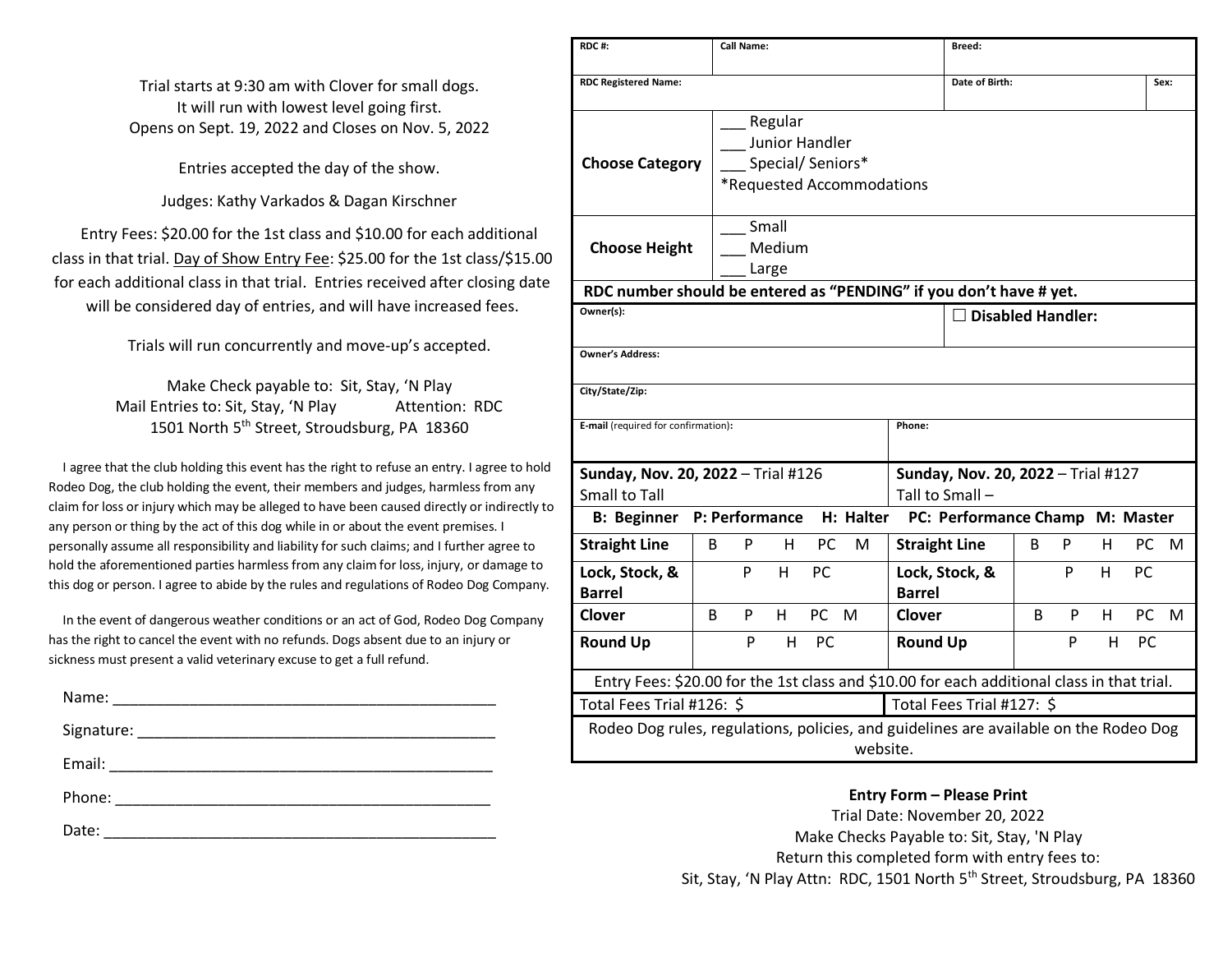Trial starts at 9:30 am with Clover for small dogs.
It will run with lowest level going first.
Opens on Sept. 19, 2022 and Closes on Nov. 5, 2022

Entries accepted the day of the show.

Judges: Kathy Varkados & Dagan Kirschner

Entry Fees: $20.00 for the 1st class and $10.00 for each additional class in that trial. Day of Show Entry Fee: $25.00 for the 1st class/$15.00 for each additional class in that trial. Entries received after closing date will be considered day of entries, and will have increased fees.

Trials will run concurrently and move-up's accepted.

Make Check payable to: Sit, Stay, 'N Play
Mail Entries to: Sit, Stay, 'N Play Attention: RDC
1501 North 5th Street, Stroudsburg, PA 18360

I agree that the club holding this event has the right to refuse an entry. I agree to hold Rodeo Dog, the club holding the event, their members and judges, harmless from any claim for loss or injury which may be alleged to have been caused directly or indirectly to any person or thing by the act of this dog while in or about the event premises. I personally assume all responsibility and liability for such claims; and I further agree to hold the aforementioned parties harmless from any claim for loss, injury, or damage to this dog or person. I agree to abide by the rules and regulations of Rodeo Dog Company.

In the event of dangerous weather conditions or an act of God, Rodeo Dog Company has the right to cancel the event with no refunds. Dogs absent due to an injury or sickness must present a valid veterinary excuse to get a full refund.

Name: ______________________________________________

Signature: ___________________________________________

Email: ______________________________________________

Phone: ______________________________________________

Date: _______________________________________________

| RDC #: | Call Name: | | Breed: | |
|---|---|---|---|---|
| RDC Registered Name: | | | Date of Birth: | Sex: |
| **Choose Category** | ___ Regular<br>___ Junior Handler<br>___ Special/ Seniors*<br>*Requested Accommodations | | | |
| **Choose Height** | ___ Small<br>___ Medium<br>___ Large | | | |

**RDC number should be entered as "PENDING" if you don't have # yet.**

| Owner(s): | ☐ **Disabled Handler:** |
|---|---|
| Owner's Address: | |
| City/State/Zip: | |
| E-mail (required for confirmation): | Phone: |

| **Sunday, Nov. 20, 2022** – Trial #126<br>Small to Tall | | **Sunday, Nov. 20, 2022** – Trial #127<br>Tall to Small – | |
|---|---|---|---|
| **B: Beginner P: Performance H: Halter PC: Performance Champ M: Master** | | | |
| **Straight Line** | B P H PC M | **Straight Line** | B P H PC M |
| **Lock, Stock, & Barrel** | P H PC | **Lock, Stock, & Barrel** | P H PC |
| **Clover** | B P H PC M | **Clover** | B P H PC M |
| **Round Up** | P H PC | **Round Up** | P H PC |
| Entry Fees: $20.00 for the 1st class and $10.00 for each additional class in that trial. | | | |
| Total Fees Trial #126: $ | | Total Fees Trial #127: $ | |
| Rodeo Dog rules, regulations, policies, and guidelines are available on the Rodeo Dog website. | | | |

**Entry Form – Please Print**
Trial Date: November 20, 2022
Make Checks Payable to: Sit, Stay, 'N Play
Return this completed form with entry fees to:
Sit, Stay, 'N Play Attn: RDC, 1501 North 5th Street, Stroudsburg, PA 18360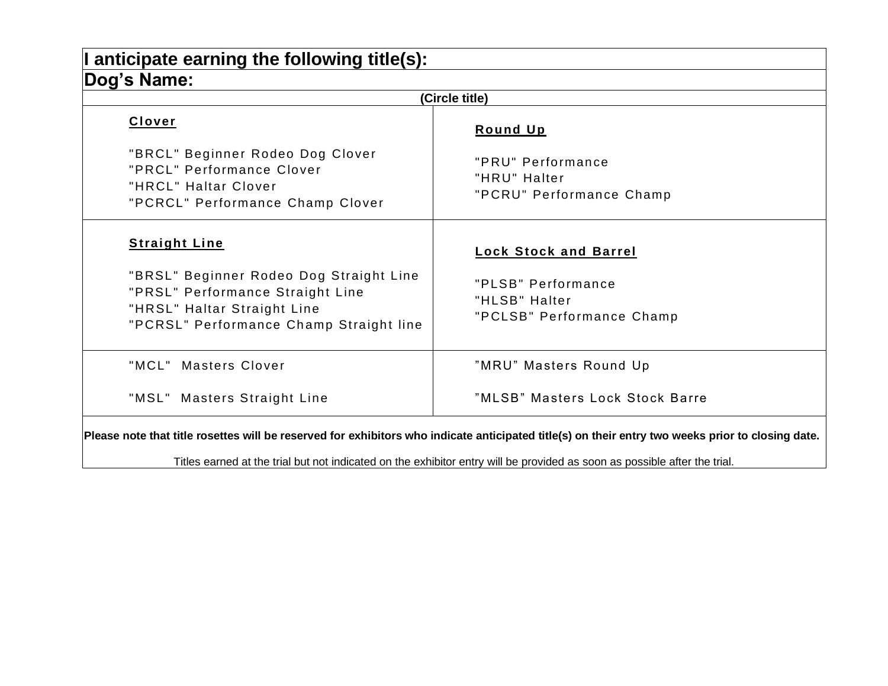| I anticipate earning the following title(s): | |
| --- | --- |
| **Dog's Name:** | |
| **(Circle title)** | |
| **Clover**<br><br>"BRCL" Beginner Rodeo Dog Clover<br>"PRCL" Performance Clover<br>"HRCL" Haltar Clover<br>"PCRCL" Performance Champ Clover | **Round Up**<br><br>"PRU" Performance<br>"HRU" Halter<br>"PCRU" Performance Champ |
| **Straight Line**<br><br>"BRSL" Beginner Rodeo Dog Straight Line<br>"PRSL" Performance Straight Line<br>"HRSL" Haltar Straight Line<br>"PCRSL" Performance Champ Straight line | **Lock Stock and Barrel**<br><br>"PLSB" Performance<br>"HLSB" Halter<br>"PCLSB" Performance Champ |
| "MCL" Masters Clover<br><br>"MSL" Masters Straight Line | "MRU" Masters Round Up<br><br>"MLSB" Masters Lock Stock Barre |

**Please note that title rosettes will be reserved for exhibitors who indicate anticipated title(s) on their entry two weeks prior to closing date.**

Titles earned at the trial but not indicated on the exhibitor entry will be provided as soon as possible after the trial.